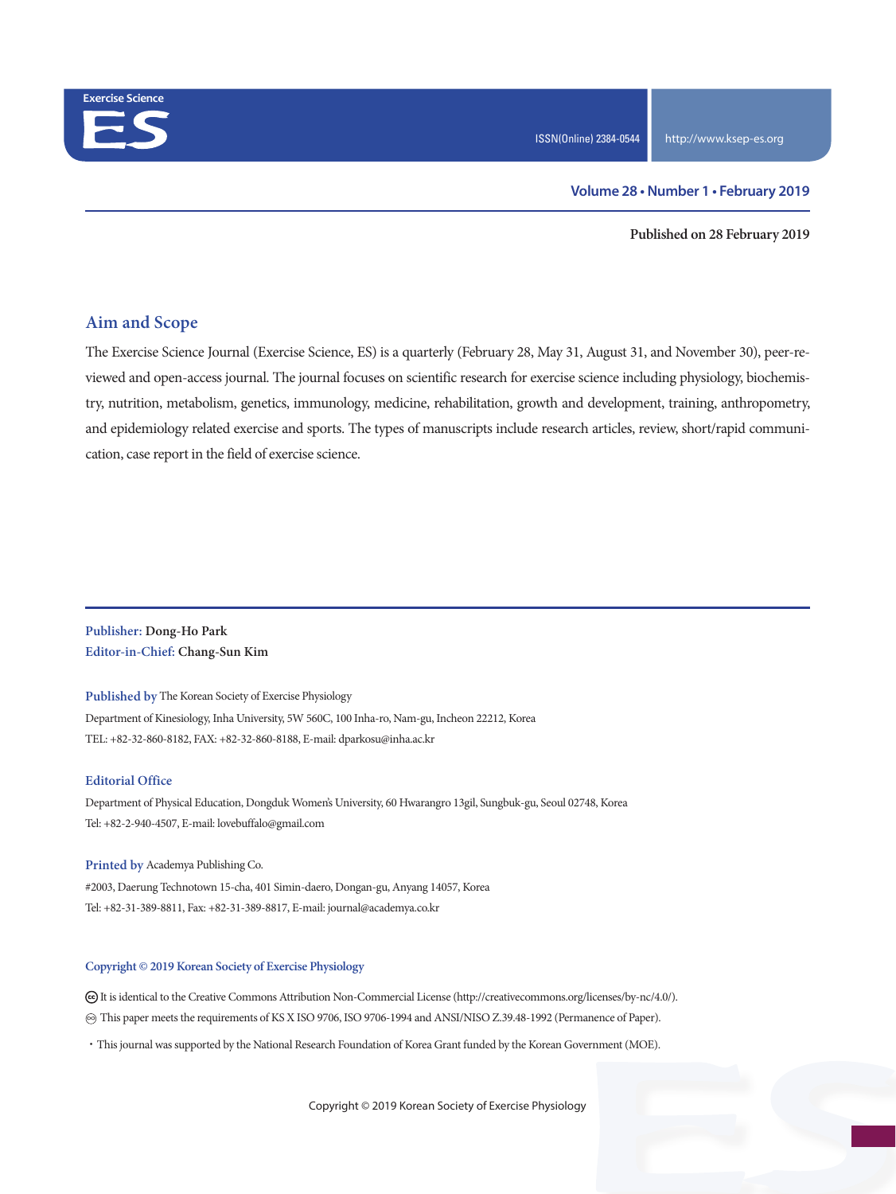Exercise Science

ES

ISSN(Online) 2384-0544

http://www.ksep-es.org

**Volume 28 • Number 1 • February 2019**

**Published on 28 February 2019**

## Aim and Scope

The Exercise Science Journal (Exercise Science, ES) is a quarterly (February 28, May 31, August 31, and November 30), peer-reviewed and open-access journal. The journal focuses on scientific research for exercise science including physiology, biochemistry, nutrition, metabolism, genetics, immunology, medicine, rehabilitation, growth and development, training, anthropometry, and epidemiology related exercise and sports. The types of manuscripts include research articles, review, short/rapid communication, case report in the field of exercise science.

**Publisher:** **Dong-Ho Park**
**Editor-in-Chief:** **Chang-Sun Kim**

**Published by** The Korean Society of Exercise Physiology
Department of Kinesiology, Inha University, 5W 560C, 100 Inha-ro, Nam-gu, Incheon 22212, Korea
TEL: +82-32-860-8182, FAX: +82-32-860-8188, E-mail: dparkosu@inha.ac.kr

**Editorial Office**
Department of Physical Education, Dongduk Women's University, 60 Hwarangro 13gil, Sungbuk-gu, Seoul 02748, Korea
Tel: +82-2-940-4507, E-mail: lovebuffalo@gmail.com

**Printed by** Academya Publishing Co.
#2003, Daerung Technotown 15-cha, 401 Simin-daero, Dongan-gu, Anyang 14057, Korea
Tel: +82-31-389-8811, Fax: +82-31-389-8817, E-mail: journal@academya.co.kr

**Copyright © 2019 Korean Society of Exercise Physiology**

It is identical to the Creative Commons Attribution Non-Commercial License (http://creativecommons.org/licenses/by-nc/4.0/).
This paper meets the requirements of KS X ISO 9706, ISO 9706-1994 and ANSI/NISO Z.39.48-1992 (Permanence of Paper).

・This journal was supported by the National Research Foundation of Korea Grant funded by the Korean Government (MOE).

Copyright © 2019 Korean Society of Exercise Physiology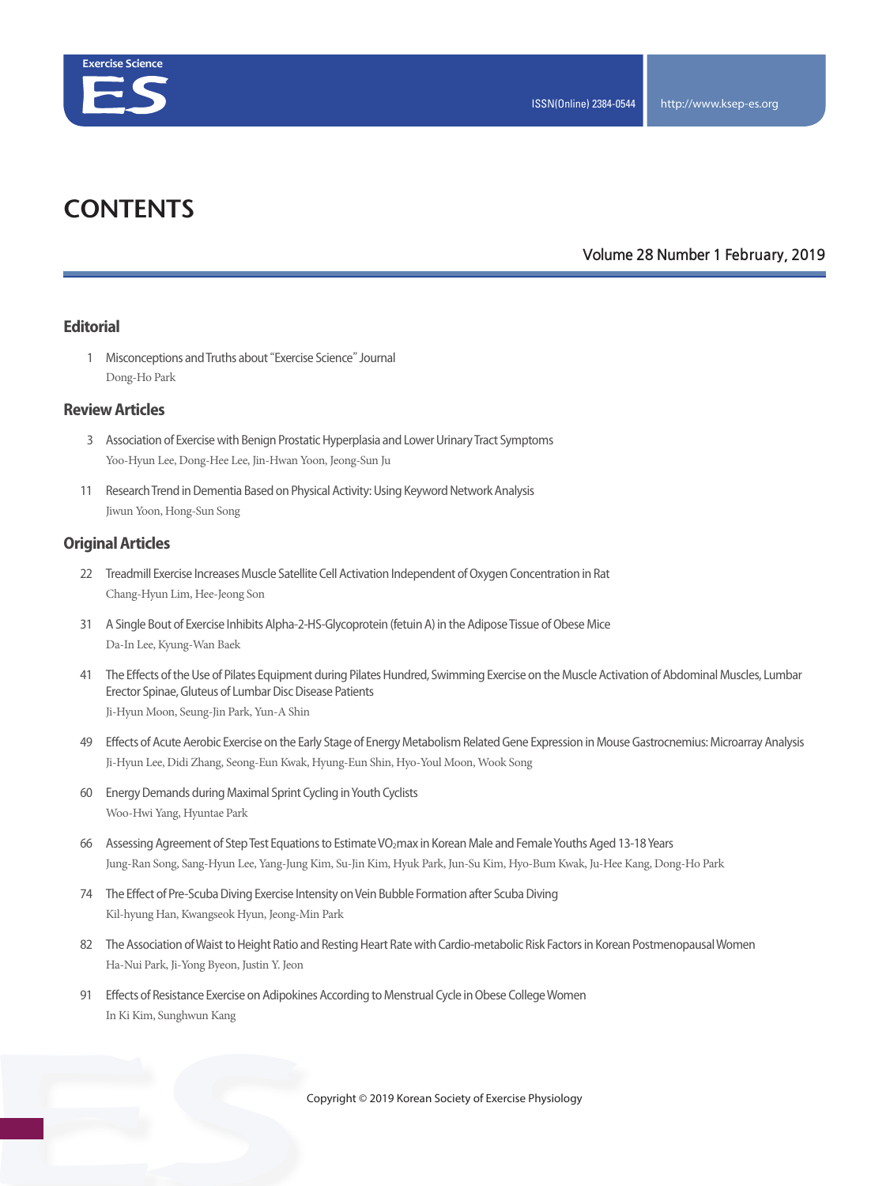# CONTENTS

Volume 28 Number 1 February, 2019

## Editorial

1 Misconceptions and Truths about "Exercise Science" Journal
Dong-Ho Park

## Review Articles

3 Association of Exercise with Benign Prostatic Hyperplasia and Lower Urinary Tract Symptoms
Yoo-Hyun Lee, Dong-Hee Lee, Jin-Hwan Yoon, Jeong-Sun Ju

11 Research Trend in Dementia Based on Physical Activity: Using Keyword Network Analysis
Jiwun Yoon, Hong-Sun Song

## Original Articles

22 Treadmill Exercise Increases Muscle Satellite Cell Activation Independent of Oxygen Concentration in Rat
Chang-Hyun Lim, Hee-Jeong Son

31 A Single Bout of Exercise Inhibits Alpha-2-HS-Glycoprotein (fetuin A) in the Adipose Tissue of Obese Mice
Da-In Lee, Kyung-Wan Baek

41 The Effects of the Use of Pilates Equipment during Pilates Hundred, Swimming Exercise on the Muscle Activation of Abdominal Muscles, Lumbar Erector Spinae, Gluteus of Lumbar Disc Disease Patients
Ji-Hyun Moon, Seung-Jin Park, Yun-A Shin

49 Effects of Acute Aerobic Exercise on the Early Stage of Energy Metabolism Related Gene Expression in Mouse Gastrocnemius: Microarray Analysis
Ji-Hyun Lee, Didi Zhang, Seong-Eun Kwak, Hyung-Eun Shin, Hyo-Youl Moon, Wook Song

60 Energy Demands during Maximal Sprint Cycling in Youth Cyclists
Woo-Hwi Yang, Hyuntae Park

66 Assessing Agreement of Step Test Equations to Estimate $VO_2$max in Korean Male and Female Youths Aged 13-18 Years
Jung-Ran Song, Sang-Hyun Lee, Yang-Jung Kim, Su-Jin Kim, Hyuk Park, Jun-Su Kim, Hyo-Bum Kwak, Ju-Hee Kang, Dong-Ho Park

74 The Effect of Pre-Scuba Diving Exercise Intensity on Vein Bubble Formation after Scuba Diving
Kil-hyung Han, Kwangseok Hyun, Jeong-Min Park

82 The Association of Waist to Height Ratio and Resting Heart Rate with Cardio-metabolic Risk Factors in Korean Postmenopausal Women
Ha-Nui Park, Ji-Yong Byeon, Justin Y. Jeon

91 Effects of Resistance Exercise on Adipokines According to Menstrual Cycle in Obese College Women
In Ki Kim, Sunghwun Kang

Copyright © 2019 Korean Society of Exercise Physiology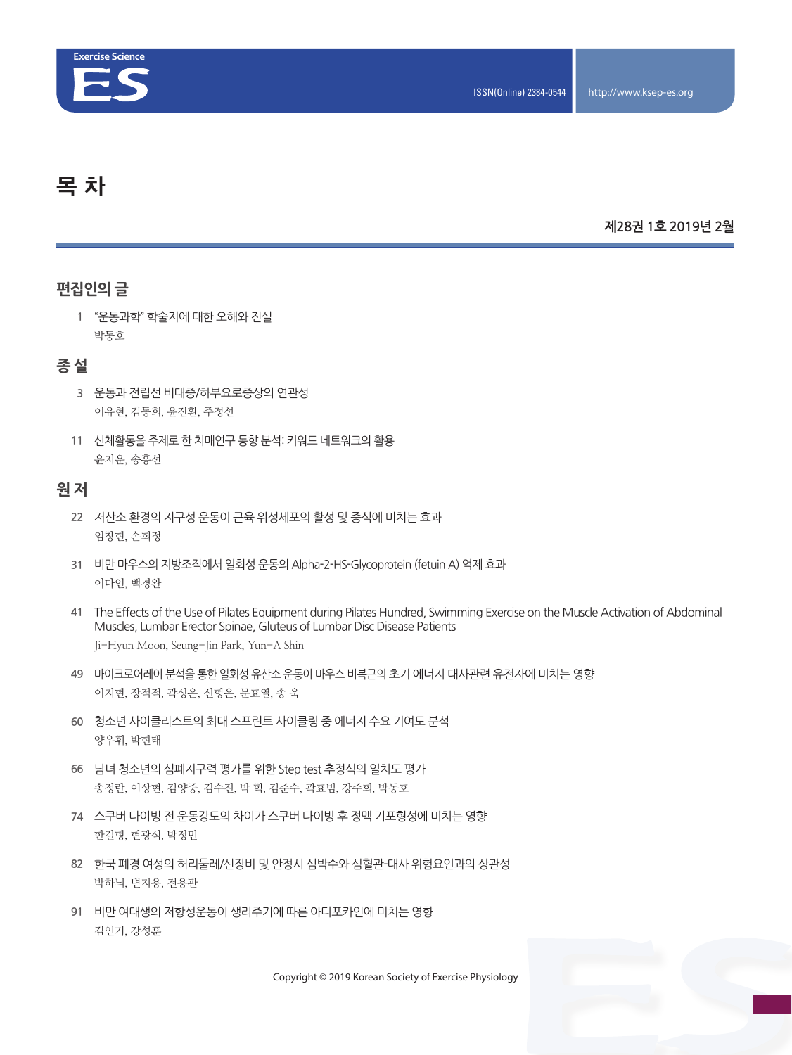# 목 차

제28권 1호 2019년 2월

## 편집인의 글

1 "운동과학" 학술지에 대한 오해와 진실
박동호

## 종 설

3 운동과 전립선 비대증/하부요로증상의 연관성
이유현, 김동희, 윤진환, 주정선

11 신체활동을 주제로 한 치매연구 동향 분석: 키워드 네트워크의 활용
윤지운, 송홍선

## 원 저

22 저산소 환경의 지구성 운동이 근육 위성세포의 활성 및 증식에 미치는 효과
임창현, 손희정

31 비만 마우스의 지방조직에서 일회성 운동의 Alpha-2-HS-Glycoprotein (fetuin A) 억제 효과
이다인, 백경완

41 The Effects of the Use of Pilates Equipment during Pilates Hundred, Swimming Exercise on the Muscle Activation of Abdominal Muscles, Lumbar Erector Spinae, Gluteus of Lumbar Disc Disease Patients
Ji-Hyun Moon, Seung-Jin Park, Yun-A Shin

49 마이크로어레이 분석을 통한 일회성 유산소 운동이 마우스 비복근의 초기 에너지 대사관련 유전자에 미치는 영향
이지현, 장적적, 곽성은, 신형은, 문효열, 송 욱

60 청소년 사이클리스트의 최대 스프린트 사이클링 중 에너지 수요 기여도 분석
양우휘, 박현태

66 남녀 청소년의 심폐지구력 평가를 위한 Step test 추정식의 일치도 평가
송정란, 이상현, 김양중, 김수진, 박 혁, 김준수, 곽효범, 강주희, 박동호

74 스쿠버 다이빙 전 운동강도의 차이가 스쿠버 다이빙 후 정맥 기포형성에 미치는 영향
한길형, 현광석, 박정민

82 한국 폐경 여성의 허리둘레/신장비 및 안정시 심박수와 심혈관-대사 위험요인과의 상관성
박하늬, 변지용, 전용관

91 비만 여대생의 저항성운동이 생리주기에 따른 아디포카인에 미치는 영향
김인기, 강성훈

Copyright © 2019 Korean Society of Exercise Physiology